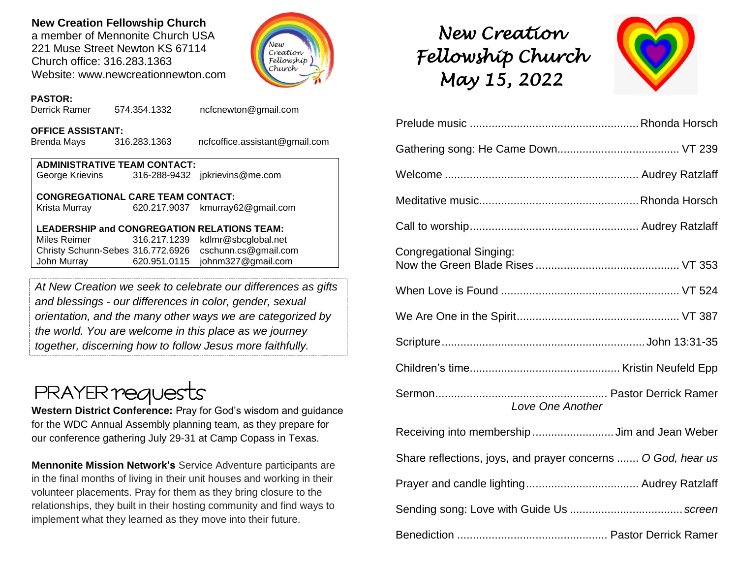**New Creation Fellowship Church**
a member of Mennonite Church USA
221 Muse Street Newton KS 67114
Church office: 316.283.1363
Website: www.newcreationnewton.com

**PASTOR:**
Derrick Ramer 574.354.1332 ncfcnewton@gmail.com

**OFFICE ASSISTANT:**
Brenda Mays 316.283.1363 ncfcoffice.assistant@gmail.com

**ADMINISTRATIVE TEAM CONTACT:**
George Krievins 316-288-9432 jpkrievins@me.com

**CONGREGATIONAL CARE TEAM CONTACT:**
Krista Murray 620.217.9037 kmurray62@gmail.com

**LEADERSHIP and CONGREGATION RELATIONS TEAM:**
Miles Reimer 316.217.1239 kdlmr@sbcglobal.net
Christy Schunn-Sebes 316.772.6926 cschunn.cs@gmail.com
John Murray 620.951.0115 johnm327@gmail.com

*At New Creation we seek to celebrate our differences as gifts and blessings - our differences in color, gender, sexual orientation, and the many other ways we are categorized by the world. You are welcome in this place as we journey together, discerning how to follow Jesus more faithfully.*

## PRAYER requests

**Western District Conference:** Pray for God's wisdom and guidance for the WDC Annual Assembly planning team, as they prepare for our conference gathering July 29-31 at Camp Copass in Texas.

**Mennonite Mission Network's** Service Adventure participants are in the final months of living in their unit houses and working in their volunteer placements. Pray for them as they bring closure to the relationships, they built in their hosting community and find ways to implement what they learned as they move into their future.

# New Creation Fellowship Church
# May 15, 2022

Prelude music ........ Rhonda Horsch

Gathering song: He Came Down........ VT 239

Welcome ........ Audrey Ratzlaff

Meditative music........ Rhonda Horsch

Call to worship........ Audrey Ratzlaff

Congregational Singing:
Now the Green Blade Rises ........ VT 353

When Love is Found ........ VT 524

We Are One in the Spirit........ VT 387

Scripture........ John 13:31-35

Children's time........ Kristin Neufeld Epp

Sermon........ Pastor Derrick Ramer
*Love One Another*

Receiving into membership ........ Jim and Jean Weber

Share reflections, joys, and prayer concerns ....... *O God, hear us*

Prayer and candle lighting........ Audrey Ratzlaff

Sending song: Love with Guide Us ........ *screen*

Benediction ........ Pastor Derrick Ramer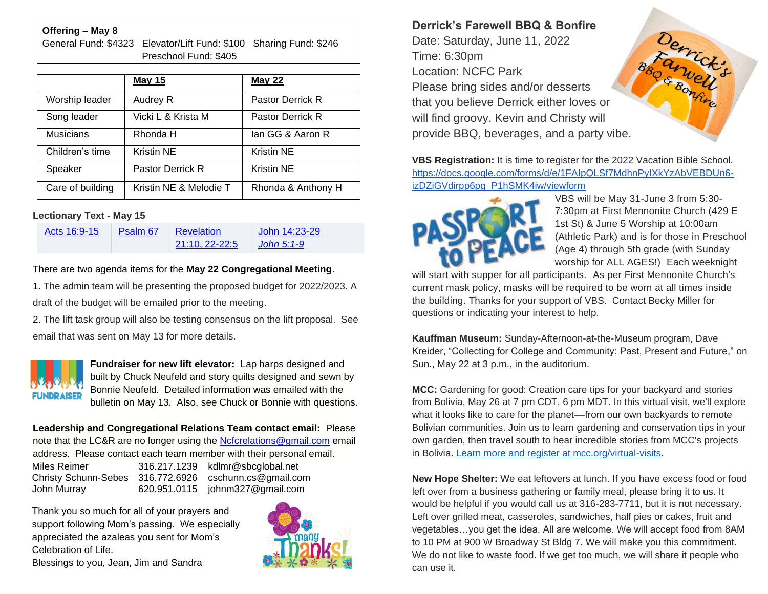**Offering – May 8**

General Fund: $4323   Elevator/Lift Fund: $100   Sharing Fund: $246
Preschool Fund: $405

| | **May 15** | **May 22** |
|---|---|---|
| Worship leader | Audrey R | Pastor Derrick R |
| Song leader | Vicki L & Krista M | Pastor Derrick R |
| Musicians | Rhonda H | Ian GG & Aaron R |
| Children's time | Kristin NE | Kristin NE |
| Speaker | Pastor Derrick R | Kristin NE |
| Care of building | Kristin NE & Melodie T | Rhonda & Anthony H |

**Lectionary Text - May 15**

| | | | |
|---|---|---|---|
| Acts 16:9-15 | Psalm 67 | Revelation 21:10, 22-22:5 | John 14:23-29 *John 5:1-9* |

There are two agenda items for the **May 22 Congregational Meeting**.

1. The admin team will be presenting the proposed budget for 2022/2023. A draft of the budget will be emailed prior to the meeting.
2. The lift task group will also be testing consensus on the lift proposal. See email that was sent on May 13 for more details.

FUNDRAISER

**Fundraiser for new lift elevator:** Lap harps designed and built by Chuck Neufeld and story quilts designed and sewn by Bonnie Neufeld. Detailed information was emailed with the bulletin on May 13. Also, see Chuck or Bonnie with questions.

**Leadership and Congregational Relations Team contact email:** Please note that the LC&R are no longer using the ~~Ncfcrelations@gmail.com~~ email address. Please contact each team member with their personal email.

| | | |
|---|---|---|
| Miles Reimer | 316.217.1239 | kdlmr@sbcglobal.net |
| Christy Schunn-Sebes | 316.772.6926 | cschunn.cs@gmail.com |
| John Murray | 620.951.0115 | johnm327@gmail.com |

Thank you so much for all of your prayers and support following Mom's passing. We especially appreciated the azaleas you sent for Mom's Celebration of Life.
Blessings to you, Jean, Jim and Sandra

many Thanks!

## Derrick's Farewell BBQ & Bonfire

Date: Saturday, June 11, 2022
Time: 6:30pm
Location: NCFC Park
Please bring sides and/or desserts that you believe Derrick either loves or will find groovy. Kevin and Christy will provide BBQ, beverages, and a party vibe.

Derrick's Farwell BBQ & Bonfire

**VBS Registration:** It is time to register for the 2022 Vacation Bible School. https://docs.google.com/forms/d/e/1FAIpQLSf7MdhnPyIXkYzAbVEBDUn6-izDZiGVdirpp6pg_P1hSMK4iw/viewform

PASSPORT to PEACE

VBS will be May 31-June 3 from 5:30-7:30pm at First Mennonite Church (429 E 1st St) & June 5 Worship at 10:00am (Athletic Park) and is for those in Preschool (Age 4) through 5th grade (with Sunday worship for ALL AGES!) Each weeknight will start with supper for all participants. As per First Mennonite Church's current mask policy, masks will be required to be worn at all times inside the building. Thanks for your support of VBS. Contact Becky Miller for questions or indicating your interest to help.

**Kauffman Museum:** Sunday-Afternoon-at-the-Museum program, Dave Kreider, "Collecting for College and Community: Past, Present and Future," on Sun., May 22 at 3 p.m., in the auditorium.

**MCC:** Gardening for good: Creation care tips for your backyard and stories from Bolivia, May 26 at 7 pm CDT, 6 pm MDT. In this virtual visit, we'll explore what it looks like to care for the planet—from our own backyards to remote Bolivian communities. Join us to learn gardening and conservation tips in your own garden, then travel south to hear incredible stories from MCC's projects in Bolivia. Learn more and register at mcc.org/virtual-visits.

**New Hope Shelter:** We eat leftovers at lunch. If you have excess food or food left over from a business gathering or family meal, please bring it to us. It would be helpful if you would call us at 316-283-7711, but it is not necessary. Left over grilled meat, casseroles, sandwiches, half pies or cakes, fruit and vegetables…you get the idea. All are welcome. We will accept food from 8AM to 10 PM at 900 W Broadway St Bldg 7. We will make you this commitment. We do not like to waste food. If we get too much, we will share it people who can use it.